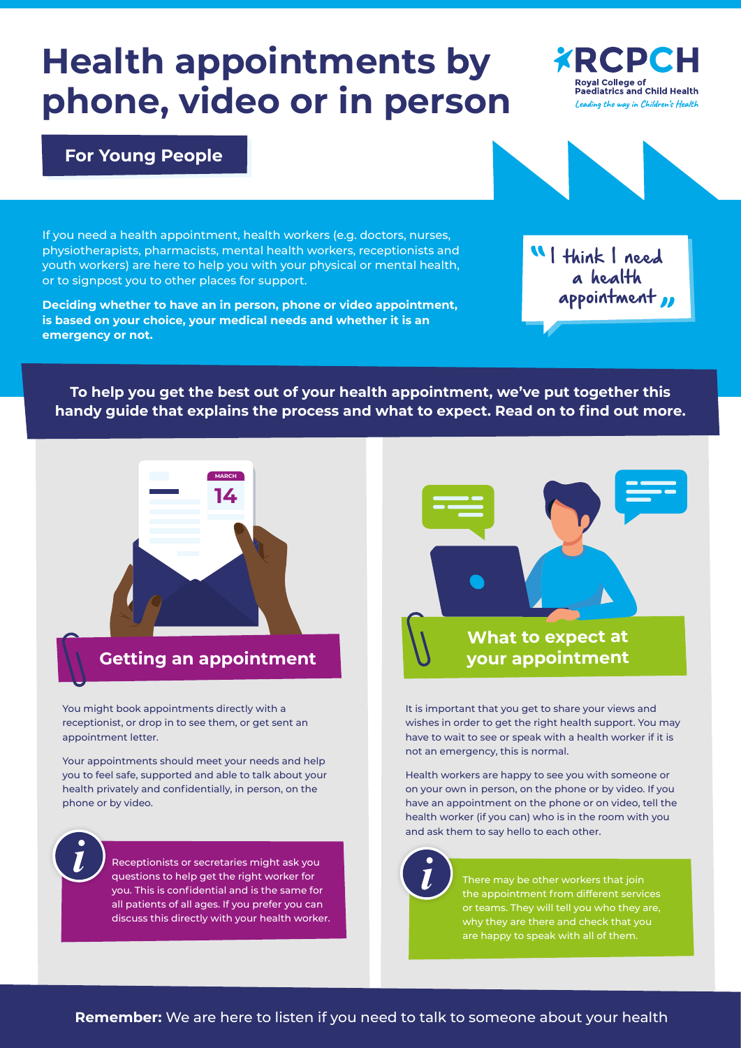# Health appointments by phone, video or in person

**For Young People**

If you need a health appointment, health workers (e.g. doctors, nurses, physiotherapists, pharmacists, mental health workers, receptionists and youth workers) are here to help you with your physical or mental health, or to signpost you to other places for support.

**Deciding whether to have an in person, phone or video appointment, is based on your choice, your medical needs and whether it is an emergency or not.**

"I think I need a health appointment"

**To help you get the best out of your health appointment, we've put together this handy guide that explains the process and what to expect. Read on to find out more.**

## Getting an appointment

You might book appointments directly with a receptionist, or drop in to see them, or get sent an appointment letter.

Your appointments should meet your needs and help you to feel safe, supported and able to talk about your health privately and confidentially, in person, on the phone or by video.

> Receptionists or secretaries might ask you questions to help get the right worker for you. This is confidential and is the same for all patients of all ages. If you prefer you can discuss this directly with your health worker.

## What to expect at your appointment

It is important that you get to share your views and wishes in order to get the right health support. You may have to wait to see or speak with a health worker if it is not an emergency, this is normal.

Health workers are happy to see you with someone or on your own in person, on the phone or by video. If you have an appointment on the phone or on video, tell the health worker (if you can) who is in the room with you and ask them to say hello to each other.

> There may be other workers that join the appointment from different services or teams. They will tell you who they are, why they are there and check that you are happy to speak with all of them.

**Remember:** We are here to listen if you need to talk to someone about your health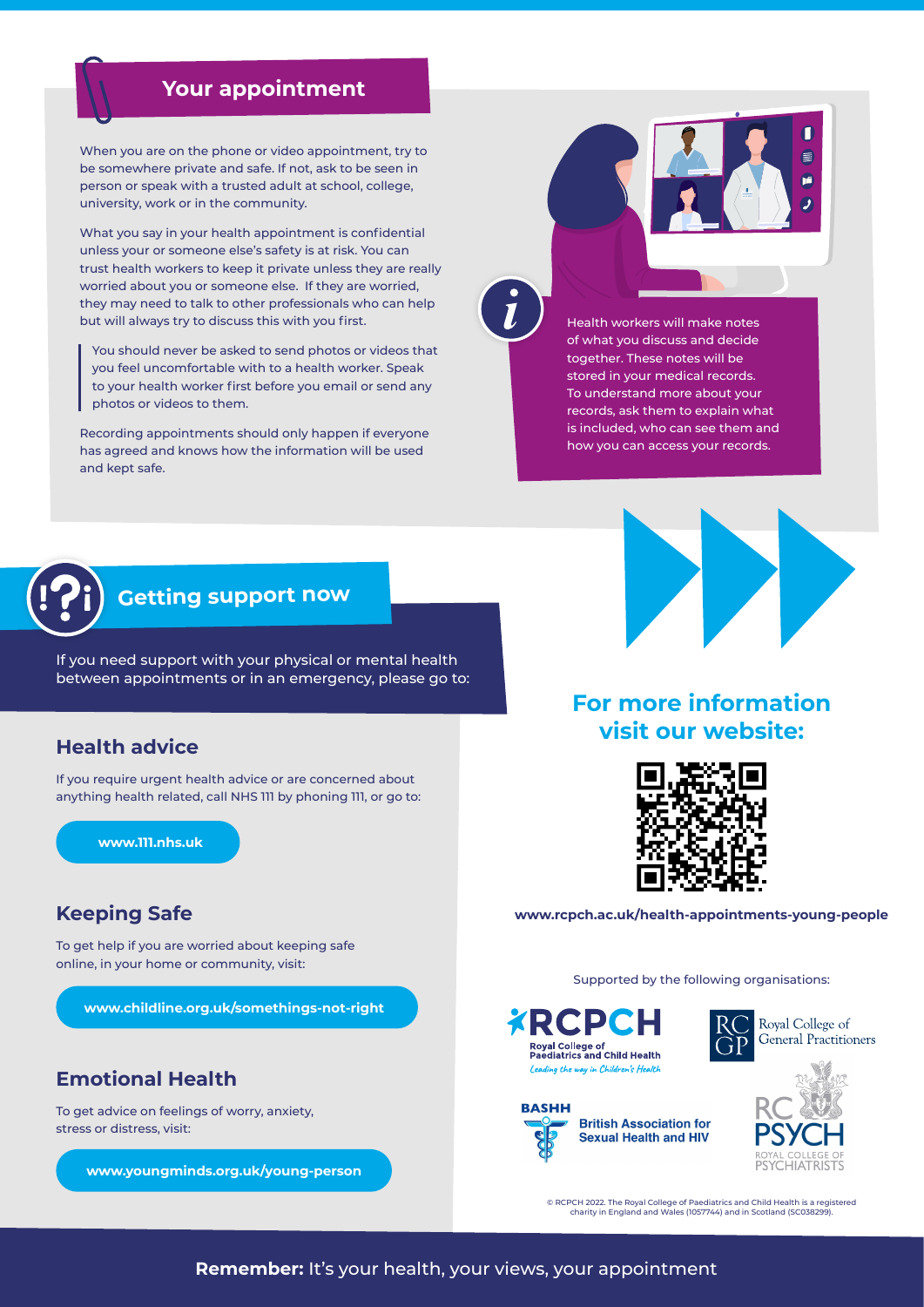## Your appointment

When you are on the phone or video appointment, try to be somewhere private and safe. If not, ask to be seen in person or speak with a trusted adult at school, college, university, work or in the community.

What you say in your health appointment is confidential unless your or someone else's safety is at risk. You can trust health workers to keep it private unless they are really worried about you or someone else. If they are worried, they may need to talk to other professionals who can help but will always try to discuss this with you first.

> You should never be asked to send photos or videos that you feel uncomfortable with to a health worker. Speak to your health worker first before you email or send any photos or videos to them.

Recording appointments should only happen if everyone has agreed and knows how the information will be used and kept safe.

Health workers will make notes of what you discuss and decide together. These notes will be stored in your medical records. To understand more about your records, ask them to explain what is included, who can see them and how you can access your records.

## Getting support now

If you need support with your physical or mental health between appointments or in an emergency, please go to:

### Health advice

If you require urgent health advice or are concerned about anything health related, call NHS 111 by phoning 111, or go to:

**www.111.nhs.uk**

### Keeping Safe

To get help if you are worried about keeping safe online, in your home or community, visit:

**www.childline.org.uk/somethings-not-right**

### Emotional Health

To get advice on feelings of worry, anxiety, stress or distress, visit:

**www.youngminds.org.uk/young-person**

## For more information visit our website:

**www.rcpch.ac.uk/health-appointments-young-people**

Supported by the following organisations:

RCPCH Royal College of Paediatrics and Child Health *Leading the way in Children's Health*

RCGP Royal College of General Practitioners

BASHH British Association for Sexual Health and HIV

RCPSYCH Royal College of Psychiatrists

© RCPCH 2022. The Royal College of Paediatrics and Child Health is a registered charity in England and Wales (1057744) and in Scotland (SC038299).

**Remember:** It's your health, your views, your appointment